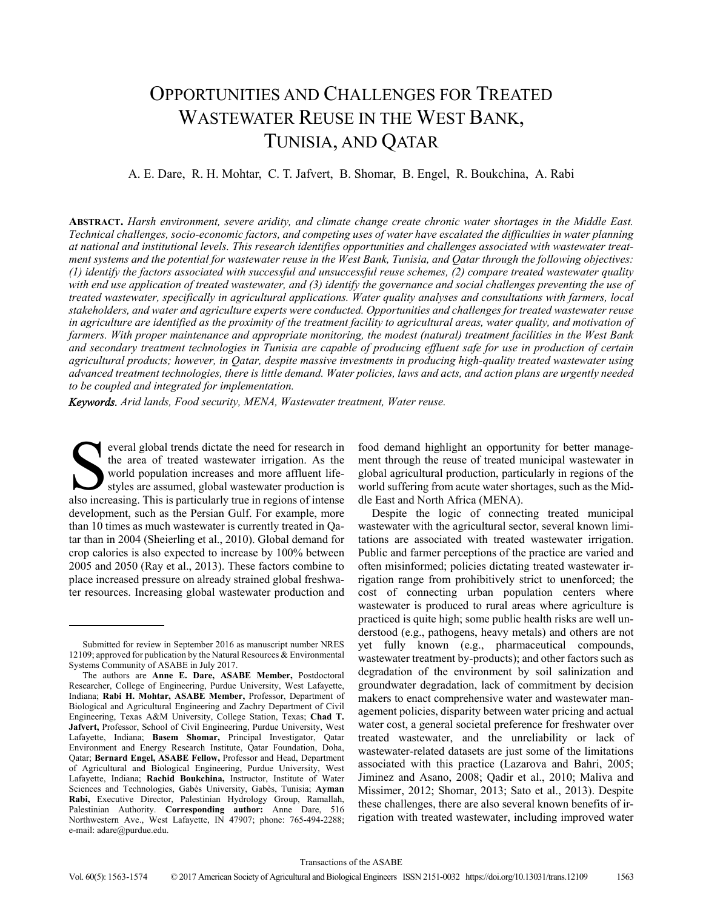# Opportunities and Challenges for Treated Wastewater Reuse in the West Bank, Tunisia, and Qatar

A. E. Dare, R. H. Mohtar, C. T. Jafvert, B. Shomar, B. Engel, R. Boukchina, A. Rabi

**Abstract.** *Harsh environment, severe aridity, and climate change create chronic water shortages in the Middle East. Technical challenges, socio-economic factors, and competing uses of water have escalated the difficulties in water planning at national and institutional levels. This research identifies opportunities and challenges associated with wastewater treatment systems and the potential for wastewater reuse in the West Bank, Tunisia, and Qatar through the following objectives: (1) identify the factors associated with successful and unsuccessful reuse schemes, (2) compare treated wastewater quality with end use application of treated wastewater, and (3) identify the governance and social challenges preventing the use of treated wastewater, specifically in agricultural applications. Water quality analyses and consultations with farmers, local stakeholders, and water and agriculture experts were conducted. Opportunities and challenges for treated wastewater reuse in agriculture are identified as the proximity of the treatment facility to agricultural areas, water quality, and motivation of farmers. With proper maintenance and appropriate monitoring, the modest (natural) treatment facilities in the West Bank and secondary treatment technologies in Tunisia are capable of producing effluent safe for use in production of certain agricultural products; however, in Qatar, despite massive investments in producing high-quality treated wastewater using advanced treatment technologies, there is little demand. Water policies, laws and acts, and action plans are urgently needed to be coupled and integrated for implementation.*

***Keywords.*** *Arid lands, Food security, MENA, Wastewater treatment, Water reuse.*

Several global trends dictate the need for research in the area of treated wastewater irrigation. As the world population increases and more affluent lifestyles are assumed, global wastewater production is also increasing. This is particularly true in regions of intense development, such as the Persian Gulf. For example, more than 10 times as much wastewater is currently treated in Qatar than in 2004 (Sheierling et al., 2010). Global demand for crop calories is also expected to increase by 100% between 2005 and 2050 (Ray et al., 2013). These factors combine to place increased pressure on already strained global freshwater resources. Increasing global wastewater production and food demand highlight an opportunity for better management through the reuse of treated municipal wastewater in global agricultural production, particularly in regions of the world suffering from acute water shortages, such as the Middle East and North Africa (MENA).

Despite the logic of connecting treated municipal wastewater with the agricultural sector, several known limitations are associated with treated wastewater irrigation. Public and farmer perceptions of the practice are varied and often misinformed; policies dictating treated wastewater irrigation range from prohibitively strict to unenforced; the cost of connecting urban population centers where wastewater is produced to rural areas where agriculture is practiced is quite high; some public health risks are well understood (e.g., pathogens, heavy metals) and others are not yet fully known (e.g., pharmaceutical compounds, wastewater treatment by-products); and other factors such as degradation of the environment by soil salinization and groundwater degradation, lack of commitment by decision makers to enact comprehensive water and wastewater management policies, disparity between water pricing and actual water cost, a general societal preference for freshwater over treated wastewater, and the unreliability or lack of wastewater-related datasets are just some of the limitations associated with this practice (Lazarova and Bahri, 2005; Jiminez and Asano, 2008; Qadir et al., 2010; Maliva and Missimer, 2012; Shomar, 2013; Sato et al., 2013). Despite these challenges, there are also several known benefits of irrigation with treated wastewater, including improved water

---

Submitted for review in September 2016 as manuscript number NRES 12109; approved for publication by the Natural Resources & Environmental Systems Community of ASABE in July 2017.

The authors are **Anne E. Dare, ASABE Member,** Postdoctoral Researcher, College of Engineering, Purdue University, West Lafayette, Indiana; **Rabi H. Mohtar, ASABE Member,** Professor, Department of Biological and Agricultural Engineering and Zachry Department of Civil Engineering, Texas A&M University, College Station, Texas; **Chad T. Jafvert,** Professor, School of Civil Engineering, Purdue University, West Lafayette, Indiana; **Basem Shomar,** Principal Investigator, Qatar Environment and Energy Research Institute, Qatar Foundation, Doha, Qatar; **Bernard Engel, ASABE Fellow,** Professor and Head, Department of Agricultural and Biological Engineering, Purdue University, West Lafayette, Indiana; **Rachid Boukchina,** Instructor, Institute of Water Sciences and Technologies, Gabès University, Gabès, Tunisia; **Ayman Rabi,** Executive Director, Palestinian Hydrology Group, Ramallah, Palestinian Authority. **Corresponding author:** Anne Dare, 516 Northwestern Ave., West Lafayette, IN 47907; phone: 765-494-2288; e-mail: adare@purdue.edu.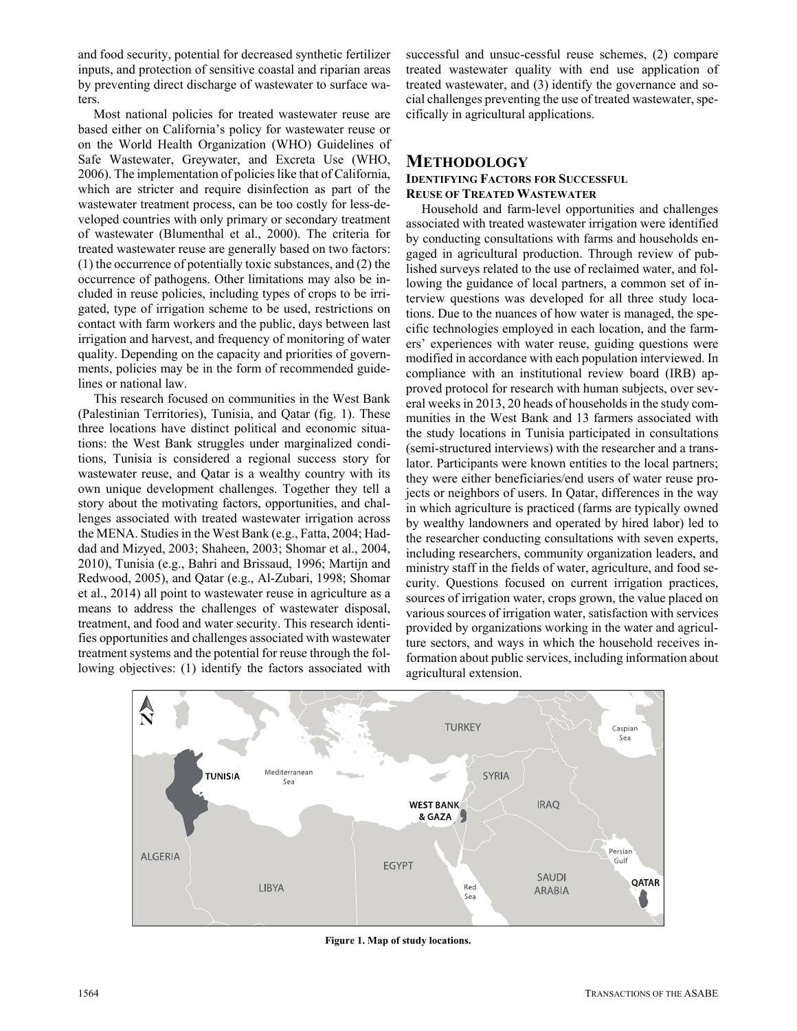and food security, potential for decreased synthetic fertilizer inputs, and protection of sensitive coastal and riparian areas by preventing direct discharge of wastewater to surface waters.

Most national policies for treated wastewater reuse are based either on California's policy for wastewater reuse or on the World Health Organization (WHO) Guidelines of Safe Wastewater, Greywater, and Excreta Use (WHO, 2006). The implementation of policies like that of California, which are stricter and require disinfection as part of the wastewater treatment process, can be too costly for less-developed countries with only primary or secondary treatment of wastewater (Blumenthal et al., 2000). The criteria for treated wastewater reuse are generally based on two factors: (1) the occurrence of potentially toxic substances, and (2) the occurrence of pathogens. Other limitations may also be included in reuse policies, including types of crops to be irrigated, type of irrigation scheme to be used, restrictions on contact with farm workers and the public, days between last irrigation and harvest, and frequency of monitoring of water quality. Depending on the capacity and priorities of governments, policies may be in the form of recommended guidelines or national law.

This research focused on communities in the West Bank (Palestinian Territories), Tunisia, and Qatar (fig. 1). These three locations have distinct political and economic situations: the West Bank struggles under marginalized conditions, Tunisia is considered a regional success story for wastewater reuse, and Qatar is a wealthy country with its own unique development challenges. Together they tell a story about the motivating factors, opportunities, and challenges associated with treated wastewater irrigation across the MENA. Studies in the West Bank (e.g., Fatta, 2004; Haddad and Mizyed, 2003; Shaheen, 2003; Shomar et al., 2004, 2010), Tunisia (e.g., Bahri and Brissaud, 1996; Martijn and Redwood, 2005), and Qatar (e.g., Al-Zubari, 1998; Shomar et al., 2014) all point to wastewater reuse in agriculture as a means to address the challenges of wastewater disposal, treatment, and food and water security. This research identifies opportunities and challenges associated with wastewater treatment systems and the potential for reuse through the following objectives: (1) identify the factors associated with successful and unsuc-cessful reuse schemes, (2) compare treated wastewater quality with end use application of treated wastewater, and (3) identify the governance and social challenges preventing the use of treated wastewater, specifically in agricultural applications.

## METHODOLOGY

### IDENTIFYING FACTORS FOR SUCCESSFUL REUSE OF TREATED WASTEWATER

Household and farm-level opportunities and challenges associated with treated wastewater irrigation were identified by conducting consultations with farms and households engaged in agricultural production. Through review of published surveys related to the use of reclaimed water, and following the guidance of local partners, a common set of interview questions was developed for all three study locations. Due to the nuances of how water is managed, the specific technologies employed in each location, and the farmers' experiences with water reuse, guiding questions were modified in accordance with each population interviewed. In compliance with an institutional review board (IRB) approved protocol for research with human subjects, over several weeks in 2013, 20 heads of households in the study communities in the West Bank and 13 farmers associated with the study locations in Tunisia participated in consultations (semi-structured interviews) with the researcher and a translator. Participants were known entities to the local partners; they were either beneficiaries/end users of water reuse projects or neighbors of users. In Qatar, differences in the way in which agriculture is practiced (farms are typically owned by wealthy landowners and operated by hired labor) led to the researcher conducting consultations with seven experts, including researchers, community organization leaders, and ministry staff in the fields of water, agriculture, and food security. Questions focused on current irrigation practices, sources of irrigation water, crops grown, the value placed on various sources of irrigation water, satisfaction with services provided by organizations working in the water and agriculture sectors, and ways in which the household receives information about public services, including information about agricultural extension.

TURKEY
Caspian Sea
TUNISIA
Mediterranean Sea
SYRIA
WEST BANK & GAZA
IRAQ
ALGERIA
EGYPT
Persian Gulf
LIBYA
Red Sea
SAUDI ARABIA
QATAR
N

**Figure 1. Map of study locations.**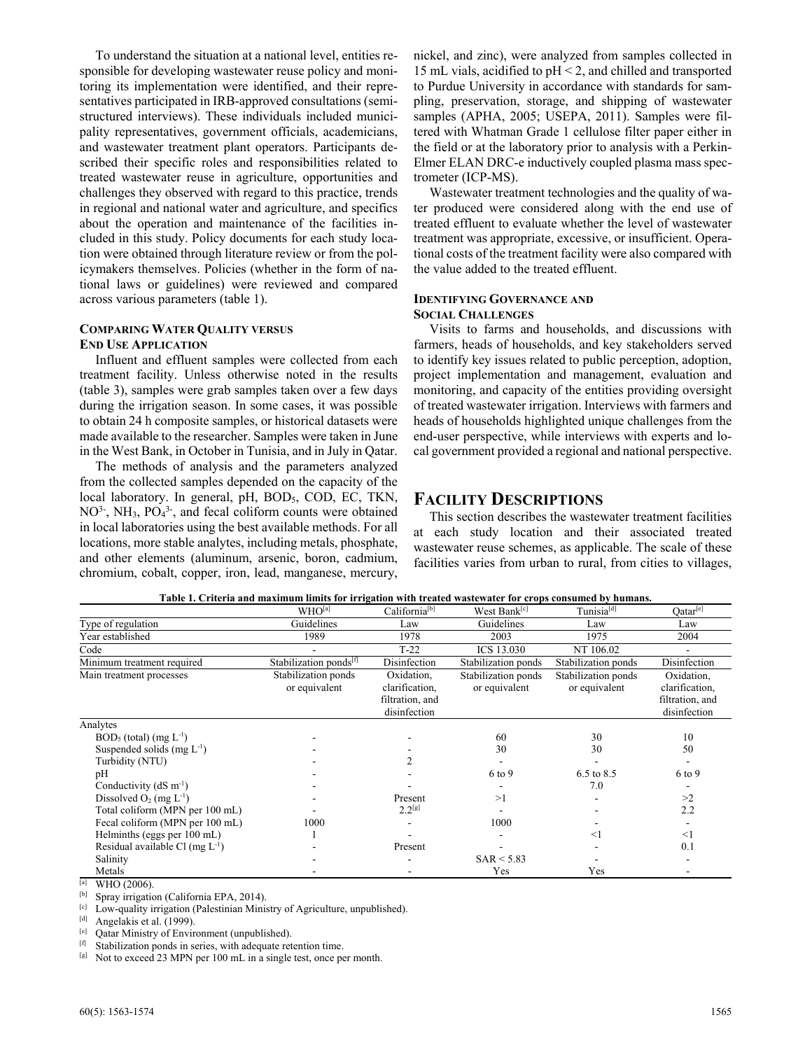To understand the situation at a national level, entities responsible for developing wastewater reuse policy and monitoring its implementation were identified, and their representatives participated in IRB-approved consultations (semi-structured interviews). These individuals included municipality representatives, government officials, academicians, and wastewater treatment plant operators. Participants described their specific roles and responsibilities related to treated wastewater reuse in agriculture, opportunities and challenges they observed with regard to this practice, trends in regional and national water and agriculture, and specifics about the operation and maintenance of the facilities included in this study. Policy documents for each study location were obtained through literature review or from the policymakers themselves. Policies (whether in the form of national laws or guidelines) were reviewed and compared across various parameters (table 1).

### COMPARING WATER QUALITY VERSUS END USE APPLICATION

Influent and effluent samples were collected from each treatment facility. Unless otherwise noted in the results (table 3), samples were grab samples taken over a few days during the irrigation season. In some cases, it was possible to obtain 24 h composite samples, or historical datasets were made available to the researcher. Samples were taken in June in the West Bank, in October in Tunisia, and in July in Qatar.

The methods of analysis and the parameters analyzed from the collected samples depended on the capacity of the local laboratory. In general, pH, $BOD_5$, COD, EC, TKN, $NO^{3-}$, $NH_3$, $PO_4^{3-}$, and fecal coliform counts were obtained in local laboratories using the best available methods. For all locations, more stable analytes, including metals, phosphate, and other elements (aluminum, arsenic, boron, cadmium, chromium, cobalt, copper, iron, lead, manganese, mercury, nickel, and zinc), were analyzed from samples collected in 15 mL vials, acidified to pH < 2, and chilled and transported to Purdue University in accordance with standards for sampling, preservation, storage, and shipping of wastewater samples (APHA, 2005; USEPA, 2011). Samples were filtered with Whatman Grade 1 cellulose filter paper either in the field or at the laboratory prior to analysis with a Perkin-Elmer ELAN DRC-e inductively coupled plasma mass spectrometer (ICP-MS).

Wastewater treatment technologies and the quality of water produced were considered along with the end use of treated effluent to evaluate whether the level of wastewater treatment was appropriate, excessive, or insufficient. Operational costs of the treatment facility were also compared with the value added to the treated effluent.

### IDENTIFYING GOVERNANCE AND SOCIAL CHALLENGES

Visits to farms and households, and discussions with farmers, heads of households, and key stakeholders served to identify key issues related to public perception, adoption, project implementation and management, evaluation and monitoring, and capacity of the entities providing oversight of treated wastewater irrigation. Interviews with farmers and heads of households highlighted unique challenges from the end-user perspective, while interviews with experts and local government provided a regional and national perspective.

## FACILITY DESCRIPTIONS

This section describes the wastewater treatment facilities at each study location and their associated treated wastewater reuse schemes, as applicable. The scale of these facilities varies from urban to rural, from cities to villages,

**Table 1. Criteria and maximum limits for irrigation with treated wastewater for crops consumed by humans.**

| | WHO[a] | California[b] | West Bank[c] | Tunisia[d] | Qatar[e] |
|---|---|---|---|---|---|
| Type of regulation | Guidelines | Law | Guidelines | Law | Law |
| Year established | 1989 | 1978 | 2003 | 1975 | 2004 |
| Code | - | T-22 | ICS 13.030 | NT 106.02 | - |
| Minimum treatment required | Stabilization ponds[f] | Disinfection | Stabilization ponds | Stabilization ponds | Disinfection |
| Main treatment processes | Stabilization ponds or equivalent | Oxidation, clarification, filtration, and disinfection | Stabilization ponds or equivalent | Stabilization ponds or equivalent | Oxidation, clarification, filtration, and disinfection |
| Analytes | | | | | |
| $BOD_5$ (total) (mg $L^{-1}$) | - | - | 60 | 30 | 10 |
| Suspended solids (mg $L^{-1}$) | - | - | 30 | 30 | 50 |
| Turbidity (NTU) | - | 2 | - | - | - |
| pH | - | - | 6 to 9 | 6.5 to 8.5 | 6 to 9 |
| Conductivity (dS $m^{-1}$) | - | - | - | 7.0 | - |
| Dissolved $O_2$ (mg $L^{-1}$) | - | Present | >1 | - | >2 |
| Total coliform (MPN per 100 mL) | - | 2.2[g] | - | - | 2.2 |
| Fecal coliform (MPN per 100 mL) | 1000 | - | 1000 | - | - |
| Helminths (eggs per 100 mL) | 1 | - | - | <1 | <1 |
| Residual available Cl (mg $L^{-1}$) | - | Present | - | - | 0.1 |
| Salinity | - | - | SAR < 5.83 | - | - |
| Metals | - | - | Yes | Yes | - |

[a] WHO (2006).
[b] Spray irrigation (California EPA, 2014).
[c] Low-quality irrigation (Palestinian Ministry of Agriculture, unpublished).
[d] Angelakis et al. (1999).
[e] Qatar Ministry of Environment (unpublished).
[f] Stabilization ponds in series, with adequate retention time.
[g] Not to exceed 23 MPN per 100 mL in a single test, once per month.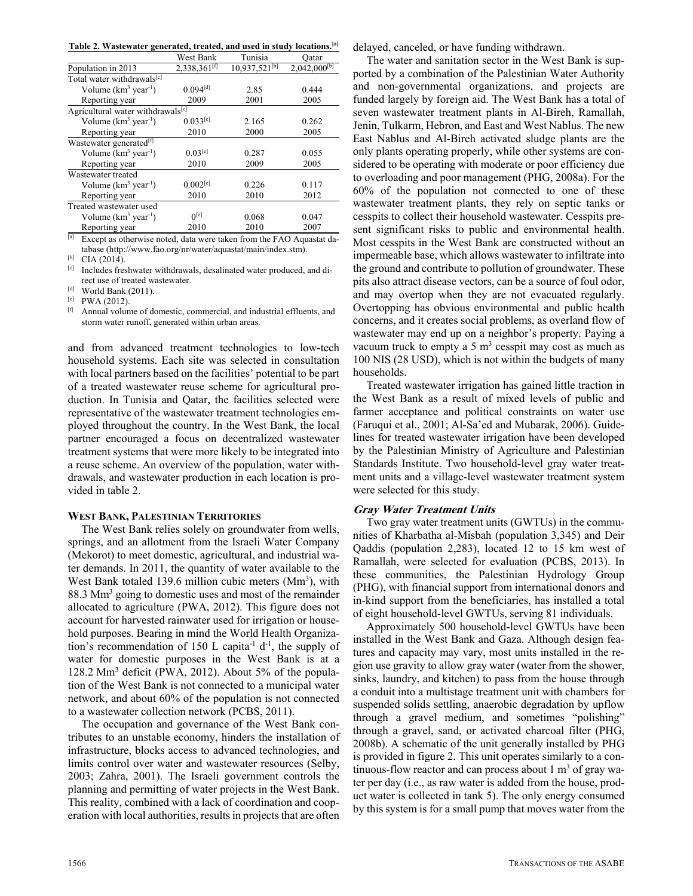**Table 2. Wastewater generated, treated, and used in study locations.**[a]

| | West Bank | Tunisia | Qatar |
|---|---|---|---|
| Population in 2013 | 2,338,361[f] | 10,937,521[b] | 2,042,000[b] |
| Total water withdrawals[c] | | | |
| Volume (km$^3$ year$^{-1}$) | 0.094[d] | 2.85 | 0.444 |
| Reporting year | 2009 | 2001 | 2005 |
| Agricultural water withdrawals[c] | | | |
| Volume (km$^3$ year$^{-1}$) | 0.033[e] | 2.165 | 0.262 |
| Reporting year | 2010 | 2000 | 2005 |
| Wastewater generated[f] | | | |
| Volume (km$^3$ year$^{-1}$) | 0.03[e] | 0.287 | 0.055 |
| Reporting year | 2010 | 2009 | 2005 |
| Wastewater treated | | | |
| Volume (km$^3$ year$^{-1}$) | 0.002[e] | 0.226 | 0.117 |
| Reporting year | 2010 | 2010 | 2012 |
| Treated wastewater used | | | |
| Volume (km$^3$ year$^{-1}$) | 0[e] | 0.068 | 0.047 |
| Reporting year | 2010 | 2010 | 2007 |

[a] Except as otherwise noted, data were taken from the FAO Aquastat database (http://www.fao.org/nr/water/aquastat/main/index.stm).
[b] CIA (2014).
[c] Includes freshwater withdrawals, desalinated water produced, and direct use of treated wastewater.
[d] World Bank (2011).
[e] PWA (2012).
[f] Annual volume of domestic, commercial, and industrial effluents, and storm water runoff, generated within urban areas.

and from advanced treatment technologies to low-tech household systems. Each site was selected in consultation with local partners based on the facilities' potential to be part of a treated wastewater reuse scheme for agricultural production. In Tunisia and Qatar, the facilities selected were representative of the wastewater treatment technologies employed throughout the country. In the West Bank, the local partner encouraged a focus on decentralized wastewater treatment systems that were more likely to be integrated into a reuse scheme. An overview of the population, water withdrawals, and wastewater production in each location is provided in table 2.

## West Bank, Palestinian Territories

The West Bank relies solely on groundwater from wells, springs, and an allotment from the Israeli Water Company (Mekorot) to meet domestic, agricultural, and industrial water demands. In 2011, the quantity of water available to the West Bank totaled 139.6 million cubic meters (Mm$^3$), with 88.3 Mm$^3$ going to domestic uses and most of the remainder allocated to agriculture (PWA, 2012). This figure does not account for harvested rainwater used for irrigation or household purposes. Bearing in mind the World Health Organization's recommendation of 150 L capita$^{-1}$ d$^{-1}$, the supply of water for domestic purposes in the West Bank is at a 128.2 Mm$^3$ deficit (PWA, 2012). About 5% of the population of the West Bank is not connected to a municipal water network, and about 60% of the population is not connected to a wastewater collection network (PCBS, 2011).

The occupation and governance of the West Bank contributes to an unstable economy, hinders the installation of infrastructure, blocks access to advanced technologies, and limits control over water and wastewater resources (Selby, 2003; Zahra, 2001). The Israeli government controls the planning and permitting of water projects in the West Bank. This reality, combined with a lack of coordination and cooperation with local authorities, results in projects that are often delayed, canceled, or have funding withdrawn.

The water and sanitation sector in the West Bank is supported by a combination of the Palestinian Water Authority and non-governmental organizations, and projects are funded largely by foreign aid. The West Bank has a total of seven wastewater treatment plants in Al-Bireh, Ramallah, Jenin, Tulkarm, Hebron, and East and West Nablus. The new East Nablus and Al-Bireh activated sludge plants are the only plants operating properly, while other systems are considered to be operating with moderate or poor efficiency due to overloading and poor management (PHG, 2008a). For the 60% of the population not connected to one of these wastewater treatment plants, they rely on septic tanks or cesspits to collect their household wastewater. Cesspits present significant risks to public and environmental health. Most cesspits in the West Bank are constructed without an impermeable base, which allows wastewater to infiltrate into the ground and contribute to pollution of groundwater. These pits also attract disease vectors, can be a source of foul odor, and may overtop when they are not evacuated regularly. Overtopping has obvious environmental and public health concerns, and it creates social problems, as overland flow of wastewater may end up on a neighbor's property. Paying a vacuum truck to empty a 5 m$^3$ cesspit may cost as much as 100 NIS (28 USD), which is not within the budgets of many households.

Treated wastewater irrigation has gained little traction in the West Bank as a result of mixed levels of public and farmer acceptance and political constraints on water use (Faruqui et al., 2001; Al-Sa'ed and Mubarak, 2006). Guidelines for treated wastewater irrigation have been developed by the Palestinian Ministry of Agriculture and Palestinian Standards Institute. Two household-level gray water treatment units and a village-level wastewater treatment system were selected for this study.

### *Gray Water Treatment Units*

Two gray water treatment units (GWTUs) in the communities of Kharbatha al-Misbah (population 3,345) and Deir Qaddis (population 2,283), located 12 to 15 km west of Ramallah, were selected for evaluation (PCBS, 2013). In these communities, the Palestinian Hydrology Group (PHG), with financial support from international donors and in-kind support from the beneficiaries, has installed a total of eight household-level GWTUs, serving 81 individuals.

Approximately 500 household-level GWTUs have been installed in the West Bank and Gaza. Although design features and capacity may vary, most units installed in the region use gravity to allow gray water (water from the shower, sinks, laundry, and kitchen) to pass from the house through a conduit into a multistage treatment unit with chambers for suspended solids settling, anaerobic degradation by upflow through a gravel medium, and sometimes "polishing" through a gravel, sand, or activated charcoal filter (PHG, 2008b). A schematic of the unit generally installed by PHG is provided in figure 2. This unit operates similarly to a continuous-flow reactor and can process about 1 m$^3$ of gray water per day (i.e., as raw water is added from the house, product water is collected in tank 5). The only energy consumed by this system is for a small pump that moves water from the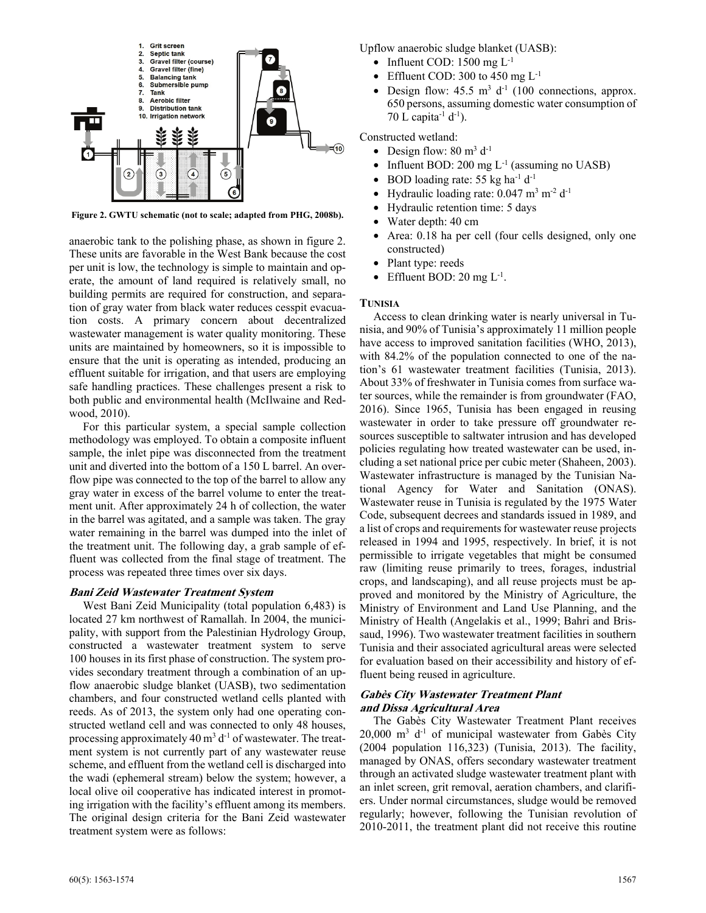1. Grit screen
2. Septic tank
3. Gravel filter (course)
4. Gravel filter (fine)
5. Balancing tank
6. Submersible pump
7. Tank
8. Aerobic filter
9. Distribution tank
10. Irrigation network

**Figure 2. GWTU schematic (not to scale; adapted from PHG, 2008b).**

anaerobic tank to the polishing phase, as shown in figure 2. These units are favorable in the West Bank because the cost per unit is low, the technology is simple to maintain and operate, the amount of land required is relatively small, no building permits are required for construction, and separation of gray water from black water reduces cesspit evacuation costs. A primary concern about decentralized wastewater management is water quality monitoring. These units are maintained by homeowners, so it is impossible to ensure that the unit is operating as intended, producing an effluent suitable for irrigation, and that users are employing safe handling practices. These challenges present a risk to both public and environmental health (McIlwaine and Redwood, 2010).

For this particular system, a special sample collection methodology was employed. To obtain a composite influent sample, the inlet pipe was disconnected from the treatment unit and diverted into the bottom of a 150 L barrel. An overflow pipe was connected to the top of the barrel to allow any gray water in excess of the barrel volume to enter the treatment unit. After approximately 24 h of collection, the water in the barrel was agitated, and a sample was taken. The gray water remaining in the barrel was dumped into the inlet of the treatment unit. The following day, a grab sample of effluent was collected from the final stage of treatment. The process was repeated three times over six days.

### *Bani Zeid Wastewater Treatment System*

West Bani Zeid Municipality (total population 6,483) is located 27 km northwest of Ramallah. In 2004, the municipality, with support from the Palestinian Hydrology Group, constructed a wastewater treatment system to serve 100 houses in its first phase of construction. The system provides secondary treatment through a combination of an upflow anaerobic sludge blanket (UASB), two sedimentation chambers, and four constructed wetland cells planted with reeds. As of 2013, the system only had one operating constructed wetland cell and was connected to only 48 houses, processing approximately 40 m$^3$ d$^{-1}$ of wastewater. The treatment system is not currently part of any wastewater reuse scheme, and effluent from the wetland cell is discharged into the wadi (ephemeral stream) below the system; however, a local olive oil cooperative has indicated interest in promoting irrigation with the facility's effluent among its members. The original design criteria for the Bani Zeid wastewater treatment system were as follows:

Upflow anaerobic sludge blanket (UASB):

- Influent COD: 1500 mg L$^{-1}$
- Effluent COD: 300 to 450 mg L$^{-1}$
- Design flow: 45.5 m$^3$ d$^{-1}$ (100 connections, approx. 650 persons, assuming domestic water consumption of 70 L capita$^{-1}$ d$^{-1}$).

Constructed wetland:

- Design flow: 80 m$^3$ d$^{-1}$
- Influent BOD: 200 mg L$^{-1}$ (assuming no UASB)
- BOD loading rate: 55 kg ha$^{-1}$ d$^{-1}$
- Hydraulic loading rate: 0.047 m$^3$ m$^{-2}$ d$^{-1}$
- Hydraulic retention time: 5 days
- Water depth: 40 cm
- Area: 0.18 ha per cell (four cells designed, only one constructed)
- Plant type: reeds
- Effluent BOD: 20 mg L$^{-1}$.

## TUNISIA

Access to clean drinking water is nearly universal in Tunisia, and 90% of Tunisia's approximately 11 million people have access to improved sanitation facilities (WHO, 2013), with 84.2% of the population connected to one of the nation's 61 wastewater treatment facilities (Tunisia, 2013). About 33% of freshwater in Tunisia comes from surface water sources, while the remainder is from groundwater (FAO, 2016). Since 1965, Tunisia has been engaged in reusing wastewater in order to take pressure off groundwater resources susceptible to saltwater intrusion and has developed policies regulating how treated wastewater can be used, including a set national price per cubic meter (Shaheen, 2003). Wastewater infrastructure is managed by the Tunisian National Agency for Water and Sanitation (ONAS). Wastewater reuse in Tunisia is regulated by the 1975 Water Code, subsequent decrees and standards issued in 1989, and a list of crops and requirements for wastewater reuse projects released in 1994 and 1995, respectively. In brief, it is not permissible to irrigate vegetables that might be consumed raw (limiting reuse primarily to trees, forages, industrial crops, and landscaping), and all reuse projects must be approved and monitored by the Ministry of Agriculture, the Ministry of Environment and Land Use Planning, and the Ministry of Health (Angelakis et al., 1999; Bahri and Brissaud, 1996). Two wastewater treatment facilities in southern Tunisia and their associated agricultural areas were selected for evaluation based on their accessibility and history of effluent being reused in agriculture.

### *Gabès City Wastewater Treatment Plant and Dissa Agricultural Area*

The Gabès City Wastewater Treatment Plant receives 20,000 m$^3$ d$^{-1}$ of municipal wastewater from Gabès City (2004 population 116,323) (Tunisia, 2013). The facility, managed by ONAS, offers secondary wastewater treatment through an activated sludge wastewater treatment plant with an inlet screen, grit removal, aeration chambers, and clarifiers. Under normal circumstances, sludge would be removed regularly; however, following the Tunisian revolution of 2010-2011, the treatment plant did not receive this routine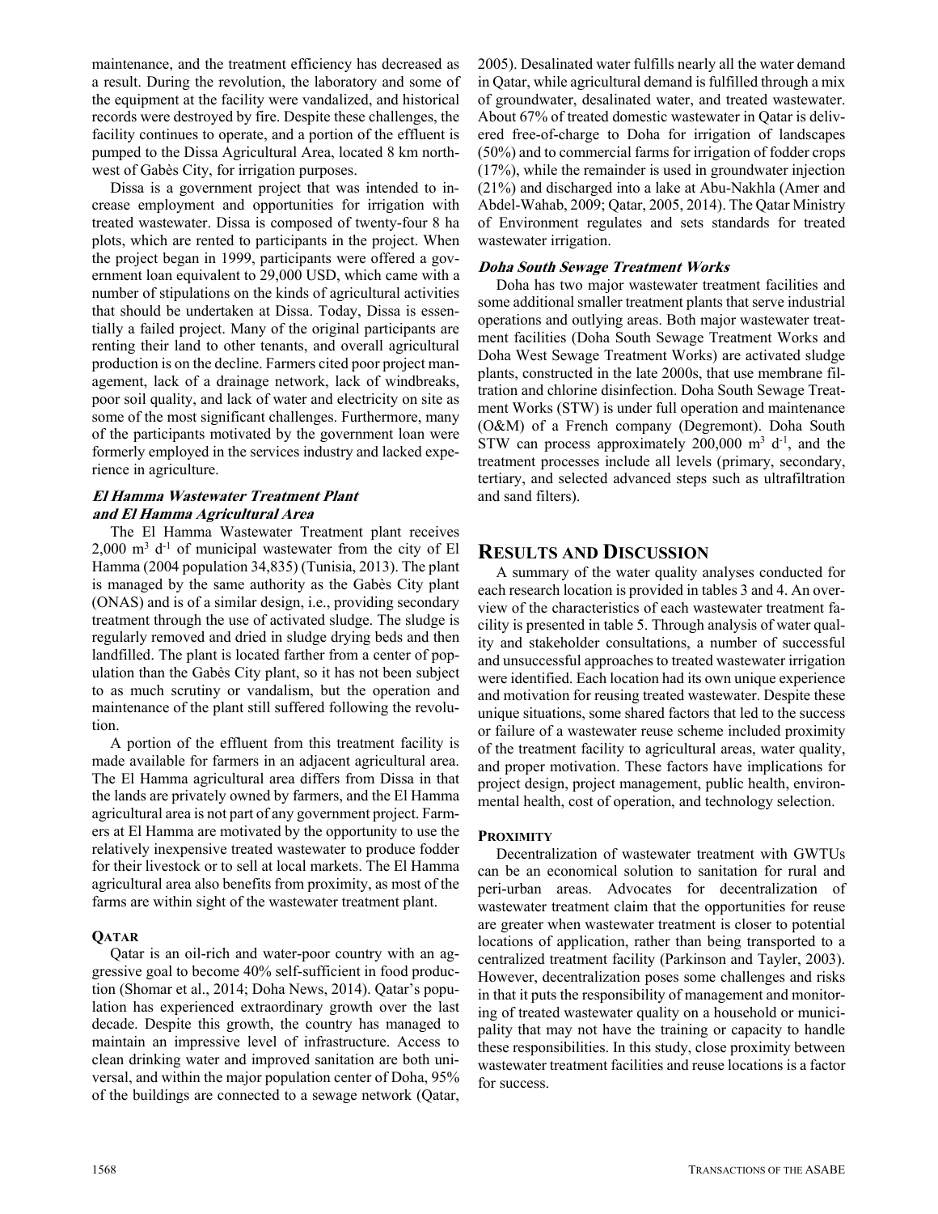maintenance, and the treatment efficiency has decreased as a result. During the revolution, the laboratory and some of the equipment at the facility were vandalized, and historical records were destroyed by fire. Despite these challenges, the facility continues to operate, and a portion of the effluent is pumped to the Dissa Agricultural Area, located 8 km northwest of Gabès City, for irrigation purposes.

Dissa is a government project that was intended to increase employment and opportunities for irrigation with treated wastewater. Dissa is composed of twenty-four 8 ha plots, which are rented to participants in the project. When the project began in 1999, participants were offered a government loan equivalent to 29,000 USD, which came with a number of stipulations on the kinds of agricultural activities that should be undertaken at Dissa. Today, Dissa is essentially a failed project. Many of the original participants are renting their land to other tenants, and overall agricultural production is on the decline. Farmers cited poor project management, lack of a drainage network, lack of windbreaks, poor soil quality, and lack of water and electricity on site as some of the most significant challenges. Furthermore, many of the participants motivated by the government loan were formerly employed in the services industry and lacked experience in agriculture.

#### *El Hamma Wastewater Treatment Plant and El Hamma Agricultural Area*

The El Hamma Wastewater Treatment plant receives 2,000 $m^3$ $d^{-1}$ of municipal wastewater from the city of El Hamma (2004 population 34,835) (Tunisia, 2013). The plant is managed by the same authority as the Gabès City plant (ONAS) and is of a similar design, i.e., providing secondary treatment through the use of activated sludge. The sludge is regularly removed and dried in sludge drying beds and then landfilled. The plant is located farther from a center of population than the Gabès City plant, so it has not been subject to as much scrutiny or vandalism, but the operation and maintenance of the plant still suffered following the revolution.

A portion of the effluent from this treatment facility is made available for farmers in an adjacent agricultural area. The El Hamma agricultural area differs from Dissa in that the lands are privately owned by farmers, and the El Hamma agricultural area is not part of any government project. Farmers at El Hamma are motivated by the opportunity to use the relatively inexpensive treated wastewater to produce fodder for their livestock or to sell at local markets. The El Hamma agricultural area also benefits from proximity, as most of the farms are within sight of the wastewater treatment plant.

### Qatar

Qatar is an oil-rich and water-poor country with an aggressive goal to become 40% self-sufficient in food production (Shomar et al., 2014; Doha News, 2014). Qatar's population has experienced extraordinary growth over the last decade. Despite this growth, the country has managed to maintain an impressive level of infrastructure. Access to clean drinking water and improved sanitation are both universal, and within the major population center of Doha, 95% of the buildings are connected to a sewage network (Qatar, 2005). Desalinated water fulfills nearly all the water demand in Qatar, while agricultural demand is fulfilled through a mix of groundwater, desalinated water, and treated wastewater. About 67% of treated domestic wastewater in Qatar is delivered free-of-charge to Doha for irrigation of landscapes (50%) and to commercial farms for irrigation of fodder crops (17%), while the remainder is used in groundwater injection (21%) and discharged into a lake at Abu-Nakhla (Amer and Abdel-Wahab, 2009; Qatar, 2005, 2014). The Qatar Ministry of Environment regulates and sets standards for treated wastewater irrigation.

#### *Doha South Sewage Treatment Works*

Doha has two major wastewater treatment facilities and some additional smaller treatment plants that serve industrial operations and outlying areas. Both major wastewater treatment facilities (Doha South Sewage Treatment Works and Doha West Sewage Treatment Works) are activated sludge plants, constructed in the late 2000s, that use membrane filtration and chlorine disinfection. Doha South Sewage Treatment Works (STW) is under full operation and maintenance (O&M) of a French company (Degremont). Doha South STW can process approximately 200,000 $m^3$ $d^{-1}$, and the treatment processes include all levels (primary, secondary, tertiary, and selected advanced steps such as ultrafiltration and sand filters).

## Results and Discussion

A summary of the water quality analyses conducted for each research location is provided in tables 3 and 4. An overview of the characteristics of each wastewater treatment facility is presented in table 5. Through analysis of water quality and stakeholder consultations, a number of successful and unsuccessful approaches to treated wastewater irrigation were identified. Each location had its own unique experience and motivation for reusing treated wastewater. Despite these unique situations, some shared factors that led to the success or failure of a wastewater reuse scheme included proximity of the treatment facility to agricultural areas, water quality, and proper motivation. These factors have implications for project design, project management, public health, environmental health, cost of operation, and technology selection.

### Proximity

Decentralization of wastewater treatment with GWTUs can be an economical solution to sanitation for rural and peri-urban areas. Advocates for decentralization of wastewater treatment claim that the opportunities for reuse are greater when wastewater treatment is closer to potential locations of application, rather than being transported to a centralized treatment facility (Parkinson and Tayler, 2003). However, decentralization poses some challenges and risks in that it puts the responsibility of management and monitoring of treated wastewater quality on a household or municipality that may not have the training or capacity to handle these responsibilities. In this study, close proximity between wastewater treatment facilities and reuse locations is a factor for success.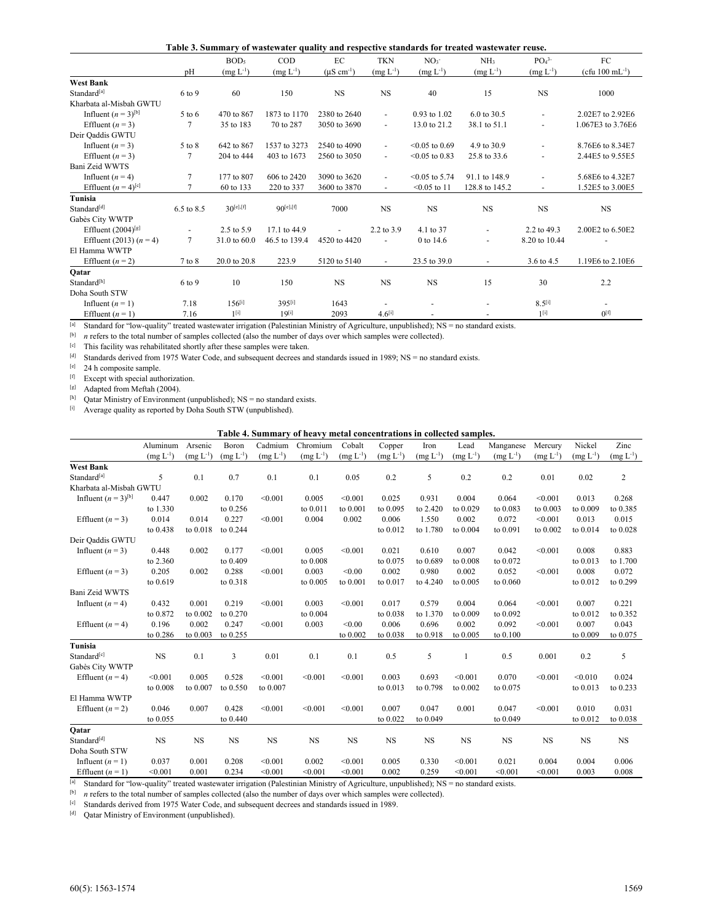**Table 3. Summary of wastewater quality and respective standards for treated wastewater reuse.**

| | pH | $BOD_5$ (mg $L^{-1}$) | COD (mg $L^{-1}$) | EC (μS $cm^{-1}$) | TKN (mg $L^{-1}$) | $NO_3^-$ (mg $L^{-1}$) | $NH_3$ (mg $L^{-1}$) | $PO_4^{3-}$ (mg $L^{-1}$) | FC (cfu 100 $mL^{-1}$) |
|---|---|---|---|---|---|---|---|---|---|
| **West Bank** | | | | | | | | | |
| Standard[a] | 6 to 9 | 60 | 150 | NS | NS | 40 | 15 | NS | 1000 |
| Kharbata al-Misbah GWTU | | | | | | | | | |
| Influent ($n$ = 3)[b] | 5 to 6 | 470 to 867 | 1873 to 1170 | 2380 to 2640 | - | 0.93 to 1.02 | 6.0 to 30.5 | - | 2.02E7 to 2.92E6 |
| Effluent ($n$ = 3) | 7 | 35 to 183 | 70 to 287 | 3050 to 3690 | - | 13.0 to 21.2 | 38.1 to 51.1 | - | 1.067E3 to 3.76E6 |
| Deir Qaddis GWTU | | | | | | | | | |
| Influent ($n$ = 3) | 5 to 8 | 642 to 867 | 1537 to 3273 | 2540 to 4090 | - | <0.05 to 0.69 | 4.9 to 30.9 | - | 8.76E6 to 8.34E7 |
| Effluent ($n$ = 3) | 7 | 204 to 444 | 403 to 1673 | 2560 to 3050 | - | <0.05 to 0.83 | 25.8 to 33.6 | - | 2.44E5 to 9.55E5 |
| Bani Zeid WWTS | | | | | | | | | |
| Influent ($n$ = 4) | 7 | 177 to 807 | 606 to 2420 | 3090 to 3620 | - | <0.05 to 5.74 | 91.1 to 148.9 | - | 5.68E6 to 4.32E7 |
| Effluent ($n$ = 4)[c] | 7 | 60 to 133 | 220 to 337 | 3600 to 3870 | - | <0.05 to 11 | 128.8 to 145.2 | - | 1.52E5 to 3.00E5 |
| **Tunisia** | | | | | | | | | |
| Standard[d] | 6.5 to 8.5 | 30[e],[f] | 90[e],[f] | 7000 | NS | NS | NS | NS | NS |
| Gabès City WWTP | | | | | | | | | |
| Effluent (2004)[g] | - | 2.5 to 5.9 | 17.1 to 44.9 | - | 2.2 to 3.9 | 4.1 to 37 | - | 2.2 to 49.3 | 2.00E2 to 6.50E2 |
| Effluent (2013) ($n$ = 4) | 7 | 31.0 to 60.0 | 46.5 to 139.4 | 4520 to 4420 | - | 0 to 14.6 | - | 8.20 to 10.44 | - |
| El Hamma WWTP | | | | | | | | | |
| Effluent ($n$ = 2) | 7 to 8 | 20.0 to 20.8 | 223.9 | 5120 to 5140 | - | 23.5 to 39.0 | - | 3.6 to 4.5 | 1.19E6 to 2.10E6 |
| **Qatar** | | | | | | | | | |
| Standard[h] | 6 to 9 | 10 | 150 | NS | NS | NS | 15 | 30 | 2.2 |
| Doha South STW | | | | | | | | | |
| Influent ($n$ = 1) | 7.18 | 156[i] | 395[i] | 1643 | - | - | - | 8.5[i] | - |
| Effluent ($n$ = 1) | 7.16 | 1[i] | 19[i] | 2093 | 4.6[i] | - | - | 1[i] | 0[i] |

[a] Standard for "low-quality" treated wastewater irrigation (Palestinian Ministry of Agriculture, unpublished); NS = no standard exists.
[b] $n$ refers to the total number of samples collected (also the number of days over which samples were collected).
[c] This facility was rehabilitated shortly after these samples were taken.
[d] Standards derived from 1975 Water Code, and subsequent decrees and standards issued in 1989; NS = no standard exists.
[e] 24 h composite sample.
[f] Except with special authorization.
[g] Adapted from Meftah (2004).
[h] Qatar Ministry of Environment (unpublished); NS = no standard exists.
[i] Average quality as reported by Doha South STW (unpublished).

**Table 4. Summary of heavy metal concentrations in collected samples.**

| | Aluminum (mg $L^{-1}$) | Arsenic (mg $L^{-1}$) | Boron (mg $L^{-1}$) | Cadmium (mg $L^{-1}$) | Chromium (mg $L^{-1}$) | Cobalt (mg $L^{-1}$) | Copper (mg $L^{-1}$) | Iron (mg $L^{-1}$) | Lead (mg $L^{-1}$) | Manganese (mg $L^{-1}$) | Mercury (mg $L^{-1}$) | Nickel (mg $L^{-1}$) | Zinc (mg $L^{-1}$) |
|---|---|---|---|---|---|---|---|---|---|---|---|---|---|
| **West Bank** | | | | | | | | | | | | | |
| Standard[a] | 5 | 0.1 | 0.7 | 0.1 | 0.1 | 0.05 | 0.2 | 5 | 0.2 | 0.2 | 0.01 | 0.02 | 2 |
| Kharbata al-Misbah GWTU | | | | | | | | | | | | | |
| Influent ($n$ = 3)[b] | 0.447 to 1.330 | 0.002 | 0.170 to 0.256 | <0.001 | 0.005 to 0.011 | <0.001 to 0.001 | 0.025 to 0.095 | 0.931 to 2.420 | 0.004 to 0.029 | 0.064 to 0.083 | <0.001 to 0.003 | 0.013 to 0.009 | 0.268 to 0.385 |
| Effluent ($n$ = 3) | 0.014 to 0.438 | 0.014 to 0.018 | 0.227 to 0.244 | <0.001 | 0.004 | 0.002 | 0.006 to 0.012 | 1.550 to 1.780 | 0.002 to 0.004 | 0.072 to 0.091 | <0.001 to 0.002 | 0.013 to 0.014 | 0.015 to 0.028 |
| Deir Qaddis GWTU | | | | | | | | | | | | | |
| Influent ($n$ = 3) | 0.448 to 2.360 | 0.002 | 0.177 to 0.409 | <0.001 | 0.005 to 0.008 | <0.001 | 0.021 to 0.075 | 0.610 to 0.689 | 0.007 to 0.008 | 0.042 to 0.072 | <0.001 | 0.008 to 0.013 | 0.883 to 1.700 |
| Effluent ($n$ = 3) | 0.205 to 0.619 | 0.002 | 0.288 to 0.318 | <0.001 | 0.003 to 0.005 | <0.00 to 0.001 | 0.002 to 0.017 | 0.980 to 4.240 | 0.002 to 0.005 | 0.052 to 0.060 | <0.001 | 0.008 to 0.012 | 0.072 to 0.299 |
| Bani Zeid WWTS | | | | | | | | | | | | | |
| Influent ($n$ = 4) | 0.432 to 0.872 | 0.001 to 0.002 | 0.219 to 0.270 | <0.001 | 0.003 to 0.004 | <0.001 | 0.017 to 0.038 | 0.579 to 1.370 | 0.004 to 0.009 | 0.064 to 0.092 | <0.001 | 0.007 to 0.012 | 0.221 to 0.352 |
| Effluent ($n$ = 4) | 0.196 to 0.286 | 0.002 to 0.003 | 0.247 to 0.255 | <0.001 | 0.003 | <0.00 to 0.002 | 0.006 to 0.038 | 0.696 to 0.918 | 0.002 to 0.005 | 0.092 to 0.100 | <0.001 | 0.007 to 0.009 | 0.043 to 0.075 |
| **Tunisia** | | | | | | | | | | | | | |
| Standard[c] | NS | 0.1 | 3 | 0.01 | 0.1 | 0.1 | 0.5 | 5 | 1 | 0.5 | 0.001 | 0.2 | 5 |
| Gabès City WWTP | | | | | | | | | | | | | |
| Effluent ($n$ = 4) | <0.001 to 0.008 | 0.005 to 0.007 | 0.528 to 0.550 | <0.001 to 0.007 | <0.001 | <0.001 | 0.003 to 0.013 | 0.693 to 0.798 | <0.001 to 0.002 | 0.070 to 0.075 | <0.001 | <0.010 to 0.013 | 0.024 to 0.233 |
| El Hamma WWTP | | | | | | | | | | | | | |
| Effluent ($n$ = 2) | 0.046 to 0.055 | 0.007 | 0.428 to 0.440 | <0.001 | <0.001 | <0.001 | 0.007 to 0.022 | 0.047 to 0.049 | 0.001 | 0.047 to 0.049 | <0.001 | 0.010 to 0.012 | 0.031 to 0.038 |
| **Qatar** | | | | | | | | | | | | | |
| Standard[d] | NS | NS | NS | NS | NS | NS | NS | NS | NS | NS | NS | NS | NS |
| Doha South STW | | | | | | | | | | | | | |
| Influent ($n$ = 1) | 0.037 | 0.001 | 0.208 | <0.001 | 0.002 | <0.001 | 0.005 | 0.330 | <0.001 | 0.021 | 0.004 | 0.004 | 0.006 |
| Effluent ($n$ = 1) | <0.001 | 0.001 | 0.234 | <0.001 | <0.001 | <0.001 | 0.002 | 0.259 | <0.001 | <0.001 | <0.001 | 0.003 | 0.008 |

[a] Standard for "low-quality" treated wastewater irrigation (Palestinian Ministry of Agriculture, unpublished); NS = no standard exists.
[b] $n$ refers to the total number of samples collected (also the number of days over which samples were collected).
[c] Standards derived from 1975 Water Code, and subsequent decrees and standards issued in 1989.
[d] Qatar Ministry of Environment (unpublished).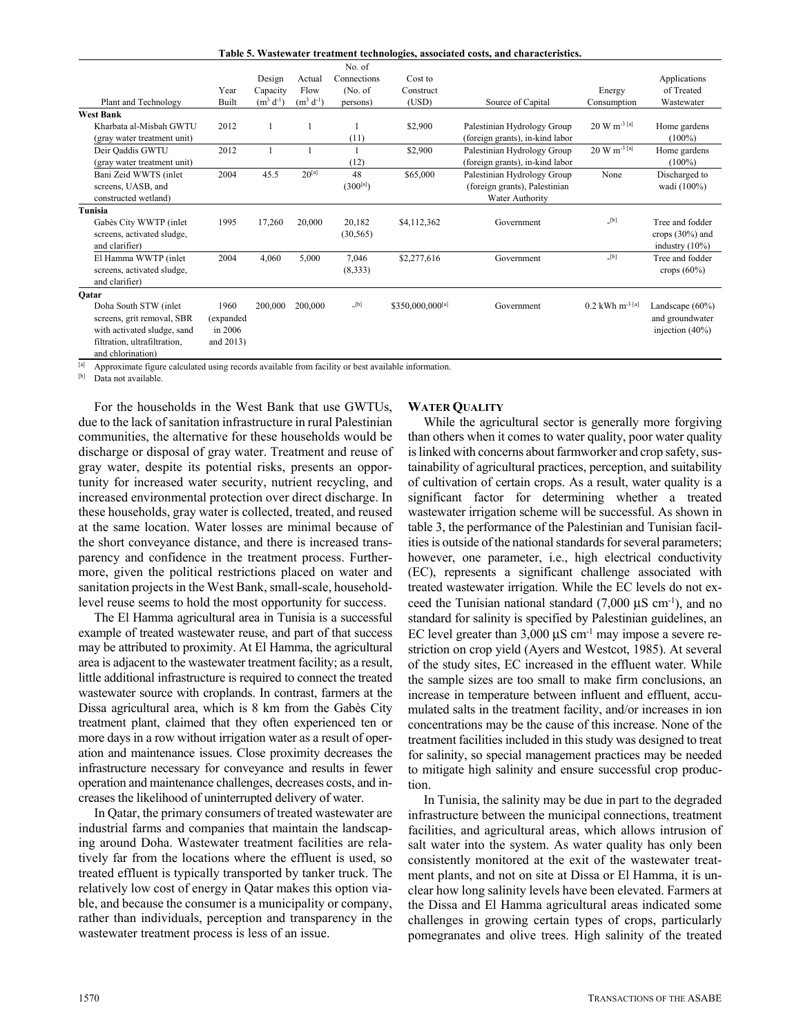**Table 5. Wastewater treatment technologies, associated costs, and characteristics.**

| Plant and Technology | Year Built | Design Capacity ($m^3$ $d^{-1}$) | Actual Flow ($m^3$ $d^{-1}$) | No. of Connections (No. of persons) | Cost to Construct (USD) | Source of Capital | Energy Consumption | Applications of Treated Wastewater |
|---|---|---|---|---|---|---|---|---|
| **West Bank** | | | | | | | | |
| Kharbata al-Misbah GWTU (gray water treatment unit) | 2012 | 1 | 1 | 1 (11) | $2,900 | Palestinian Hydrology Group (foreign grants), in-kind labor | 20 W $m^{-3}$ [a] | Home gardens (100%) |
| Deir Qaddis GWTU (gray water treatment unit) | 2012 | 1 | 1 | 1 (12) | $2,900 | Palestinian Hydrology Group (foreign grants), in-kind labor | 20 W $m^{-3}$ [a] | Home gardens (100%) |
| Bani Zeid WWTS (inlet screens, UASB, and constructed wetland) | 2004 | 45.5 | 20[a] | 48 (300[a]) | $65,000 | Palestinian Hydrology Group (foreign grants), Palestinian Water Authority | None | Discharged to wadi (100%) |
| **Tunisia** | | | | | | | | |
| Gabès City WWTP (inlet screens, activated sludge, and clarifier) | 1995 | 17,260 | 20,000 | 20,182 (30,565) | $4,112,362 | Government | -[b] | Tree and fodder crops (30%) and industry (10%) |
| El Hamma WWTP (inlet screens, activated sludge, and clarifier) | 2004 | 4,060 | 5,000 | 7,046 (8,333) | $2,277,616 | Government | -[b] | Tree and fodder crops (60%) |
| **Qatar** | | | | | | | | |
| Doha South STW (inlet screens, grit removal, SBR with activated sludge, sand filtration, ultrafiltration, and chlorination) | 1960 (expanded in 2006 and 2013) | 200,000 | 200,000 | -[b] | $350,000,000[a] | Government | 0.2 kWh $m^{-3}$ [a] | Landscape (60%) and groundwater injection (40%) |

[a] Approximate figure calculated using records available from facility or best available information.
[b] Data not available.

For the households in the West Bank that use GWTUs, due to the lack of sanitation infrastructure in rural Palestinian communities, the alternative for these households would be discharge or disposal of gray water. Treatment and reuse of gray water, despite its potential risks, presents an opportunity for increased water security, nutrient recycling, and increased environmental protection over direct discharge. In these households, gray water is collected, treated, and reused at the same location. Water losses are minimal because of the short conveyance distance, and there is increased transparency and confidence in the treatment process. Furthermore, given the political restrictions placed on water and sanitation projects in the West Bank, small-scale, household-level reuse seems to hold the most opportunity for success.

The El Hamma agricultural area in Tunisia is a successful example of treated wastewater reuse, and part of that success may be attributed to proximity. At El Hamma, the agricultural area is adjacent to the wastewater treatment facility; as a result, little additional infrastructure is required to connect the treated wastewater source with croplands. In contrast, farmers at the Dissa agricultural area, which is 8 km from the Gabès City treatment plant, claimed that they often experienced ten or more days in a row without irrigation water as a result of operation and maintenance issues. Close proximity decreases the infrastructure necessary for conveyance and results in fewer operation and maintenance challenges, decreases costs, and increases the likelihood of uninterrupted delivery of water.

In Qatar, the primary consumers of treated wastewater are industrial farms and companies that maintain the landscaping around Doha. Wastewater treatment facilities are relatively far from the locations where the effluent is used, so treated effluent is typically transported by tanker truck. The relatively low cost of energy in Qatar makes this option viable, and because the consumer is a municipality or company, rather than individuals, perception and transparency in the wastewater treatment process is less of an issue.

## Water Quality

While the agricultural sector is generally more forgiving than others when it comes to water quality, poor water quality is linked with concerns about farmworker and crop safety, sustainability of agricultural practices, perception, and suitability of cultivation of certain crops. As a result, water quality is a significant factor for determining whether a treated wastewater irrigation scheme will be successful. As shown in table 3, the performance of the Palestinian and Tunisian facilities is outside of the national standards for several parameters; however, one parameter, i.e., high electrical conductivity (EC), represents a significant challenge associated with treated wastewater irrigation. While the EC levels do not exceed the Tunisian national standard (7,000 μS $cm^{-1}$), and no standard for salinity is specified by Palestinian guidelines, an EC level greater than 3,000 μS $cm^{-1}$ may impose a severe restriction on crop yield (Ayers and Westcot, 1985). At several of the study sites, EC increased in the effluent water. While the sample sizes are too small to make firm conclusions, an increase in temperature between influent and effluent, accumulated salts in the treatment facility, and/or increases in ion concentrations may be the cause of this increase. None of the treatment facilities included in this study was designed to treat for salinity, so special management practices may be needed to mitigate high salinity and ensure successful crop production.

In Tunisia, the salinity may be due in part to the degraded infrastructure between the municipal connections, treatment facilities, and agricultural areas, which allows intrusion of salt water into the system. As water quality has only been consistently monitored at the exit of the wastewater treatment plants, and not on site at Dissa or El Hamma, it is unclear how long salinity levels have been elevated. Farmers at the Dissa and El Hamma agricultural areas indicated some challenges in growing certain types of crops, particularly pomegranates and olive trees. High salinity of the treated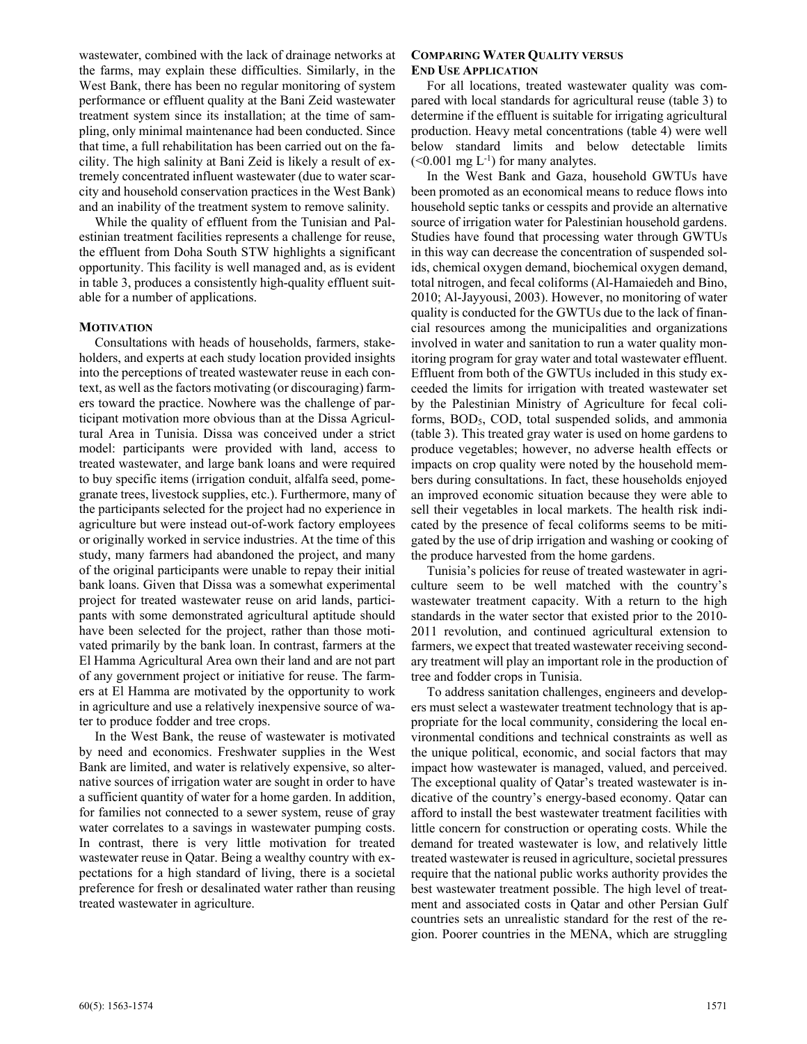wastewater, combined with the lack of drainage networks at the farms, may explain these difficulties. Similarly, in the West Bank, there has been no regular monitoring of system performance or effluent quality at the Bani Zeid wastewater treatment system since its installation; at the time of sampling, only minimal maintenance had been conducted. Since that time, a full rehabilitation has been carried out on the facility. The high salinity at Bani Zeid is likely a result of extremely concentrated influent wastewater (due to water scarcity and household conservation practices in the West Bank) and an inability of the treatment system to remove salinity.

While the quality of effluent from the Tunisian and Palestinian treatment facilities represents a challenge for reuse, the effluent from Doha South STW highlights a significant opportunity. This facility is well managed and, as is evident in table 3, produces a consistently high-quality effluent suitable for a number of applications.

### MOTIVATION

Consultations with heads of households, farmers, stakeholders, and experts at each study location provided insights into the perceptions of treated wastewater reuse in each context, as well as the factors motivating (or discouraging) farmers toward the practice. Nowhere was the challenge of participant motivation more obvious than at the Dissa Agricultural Area in Tunisia. Dissa was conceived under a strict model: participants were provided with land, access to treated wastewater, and large bank loans and were required to buy specific items (irrigation conduit, alfalfa seed, pomegranate trees, livestock supplies, etc.). Furthermore, many of the participants selected for the project had no experience in agriculture but were instead out-of-work factory employees or originally worked in service industries. At the time of this study, many farmers had abandoned the project, and many of the original participants were unable to repay their initial bank loans. Given that Dissa was a somewhat experimental project for treated wastewater reuse on arid lands, participants with some demonstrated agricultural aptitude should have been selected for the project, rather than those motivated primarily by the bank loan. In contrast, farmers at the El Hamma Agricultural Area own their land and are not part of any government project or initiative for reuse. The farmers at El Hamma are motivated by the opportunity to work in agriculture and use a relatively inexpensive source of water to produce fodder and tree crops.

In the West Bank, the reuse of wastewater is motivated by need and economics. Freshwater supplies in the West Bank are limited, and water is relatively expensive, so alternative sources of irrigation water are sought in order to have a sufficient quantity of water for a home garden. In addition, for families not connected to a sewer system, reuse of gray water correlates to a savings in wastewater pumping costs. In contrast, there is very little motivation for treated wastewater reuse in Qatar. Being a wealthy country with expectations for a high standard of living, there is a societal preference for fresh or desalinated water rather than reusing treated wastewater in agriculture.

### COMPARING WATER QUALITY VERSUS END USE APPLICATION

For all locations, treated wastewater quality was compared with local standards for agricultural reuse (table 3) to determine if the effluent is suitable for irrigating agricultural production. Heavy metal concentrations (table 4) were well below standard limits and below detectable limits ($<0.001$ mg $L^{-1}$) for many analytes.

In the West Bank and Gaza, household GWTUs have been promoted as an economical means to reduce flows into household septic tanks or cesspits and provide an alternative source of irrigation water for Palestinian household gardens. Studies have found that processing water through GWTUs in this way can decrease the concentration of suspended solids, chemical oxygen demand, biochemical oxygen demand, total nitrogen, and fecal coliforms (Al-Hamaiedeh and Bino, 2010; Al-Jayyousi, 2003). However, no monitoring of water quality is conducted for the GWTUs due to the lack of financial resources among the municipalities and organizations involved in water and sanitation to run a water quality monitoring program for gray water and total wastewater effluent. Effluent from both of the GWTUs included in this study exceeded the limits for irrigation with treated wastewater set by the Palestinian Ministry of Agriculture for fecal coliforms, $BOD_5$, COD, total suspended solids, and ammonia (table 3). This treated gray water is used on home gardens to produce vegetables; however, no adverse health effects or impacts on crop quality were noted by the household members during consultations. In fact, these households enjoyed an improved economic situation because they were able to sell their vegetables in local markets. The health risk indicated by the presence of fecal coliforms seems to be mitigated by the use of drip irrigation and washing or cooking of the produce harvested from the home gardens.

Tunisia's policies for reuse of treated wastewater in agriculture seem to be well matched with the country's wastewater treatment capacity. With a return to the high standards in the water sector that existed prior to the 2010-2011 revolution, and continued agricultural extension to farmers, we expect that treated wastewater receiving secondary treatment will play an important role in the production of tree and fodder crops in Tunisia.

To address sanitation challenges, engineers and developers must select a wastewater treatment technology that is appropriate for the local community, considering the local environmental conditions and technical constraints as well as the unique political, economic, and social factors that may impact how wastewater is managed, valued, and perceived. The exceptional quality of Qatar's treated wastewater is indicative of the country's energy-based economy. Qatar can afford to install the best wastewater treatment facilities with little concern for construction or operating costs. While the demand for treated wastewater is low, and relatively little treated wastewater is reused in agriculture, societal pressures require that the national public works authority provides the best wastewater treatment possible. The high level of treatment and associated costs in Qatar and other Persian Gulf countries sets an unrealistic standard for the rest of the region. Poorer countries in the MENA, which are struggling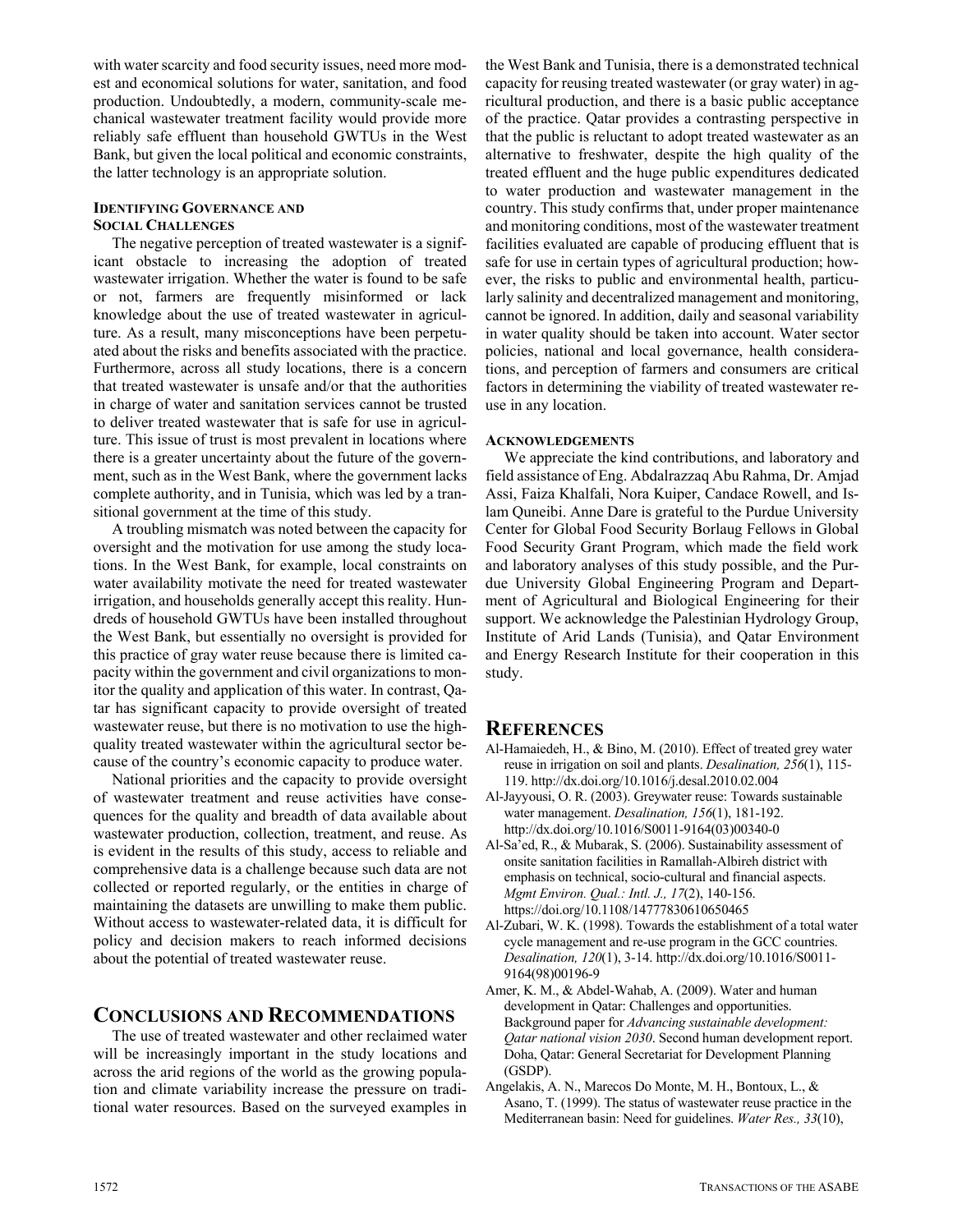with water scarcity and food security issues, need more modest and economical solutions for water, sanitation, and food production. Undoubtedly, a modern, community-scale mechanical wastewater treatment facility would provide more reliably safe effluent than household GWTUs in the West Bank, but given the local political and economic constraints, the latter technology is an appropriate solution.

### Identifying Governance and Social Challenges

The negative perception of treated wastewater is a significant obstacle to increasing the adoption of treated wastewater irrigation. Whether the water is found to be safe or not, farmers are frequently misinformed or lack knowledge about the use of treated wastewater in agriculture. As a result, many misconceptions have been perpetuated about the risks and benefits associated with the practice. Furthermore, across all study locations, there is a concern that treated wastewater is unsafe and/or that the authorities in charge of water and sanitation services cannot be trusted to deliver treated wastewater that is safe for use in agriculture. This issue of trust is most prevalent in locations where there is a greater uncertainty about the future of the government, such as in the West Bank, where the government lacks complete authority, and in Tunisia, which was led by a transitional government at the time of this study.

A troubling mismatch was noted between the capacity for oversight and the motivation for use among the study locations. In the West Bank, for example, local constraints on water availability motivate the need for treated wastewater irrigation, and households generally accept this reality. Hundreds of household GWTUs have been installed throughout the West Bank, but essentially no oversight is provided for this practice of gray water reuse because there is limited capacity within the government and civil organizations to monitor the quality and application of this water. In contrast, Qatar has significant capacity to provide oversight of treated wastewater reuse, but there is no motivation to use the high-quality treated wastewater within the agricultural sector because of the country's economic capacity to produce water.

National priorities and the capacity to provide oversight of wastewater treatment and reuse activities have consequences for the quality and breadth of data available about wastewater production, collection, treatment, and reuse. As is evident in the results of this study, access to reliable and comprehensive data is a challenge because such data are not collected or reported regularly, or the entities in charge of maintaining the datasets are unwilling to make them public. Without access to wastewater-related data, it is difficult for policy and decision makers to reach informed decisions about the potential of treated wastewater reuse.

## Conclusions and Recommendations

The use of treated wastewater and other reclaimed water will be increasingly important in the study locations and across the arid regions of the world as the growing population and climate variability increase the pressure on traditional water resources. Based on the surveyed examples in the West Bank and Tunisia, there is a demonstrated technical capacity for reusing treated wastewater (or gray water) in agricultural production, and there is a basic public acceptance of the practice. Qatar provides a contrasting perspective in that the public is reluctant to adopt treated wastewater as an alternative to freshwater, despite the high quality of the treated effluent and the huge public expenditures dedicated to water production and wastewater management in the country. This study confirms that, under proper maintenance and monitoring conditions, most of the wastewater treatment facilities evaluated are capable of producing effluent that is safe for use in certain types of agricultural production; however, the risks to public and environmental health, particularly salinity and decentralized management and monitoring, cannot be ignored. In addition, daily and seasonal variability in water quality should be taken into account. Water sector policies, national and local governance, health considerations, and perception of farmers and consumers are critical factors in determining the viability of treated wastewater reuse in any location.

### Acknowledgements

We appreciate the kind contributions, and laboratory and field assistance of Eng. Abdalrazzaq Abu Rahma, Dr. Amjad Assi, Faiza Khalfali, Nora Kuiper, Candace Rowell, and Islam Quneibi. Anne Dare is grateful to the Purdue University Center for Global Food Security Borlaug Fellows in Global Food Security Grant Program, which made the field work and laboratory analyses of this study possible, and the Purdue University Global Engineering Program and Department of Agricultural and Biological Engineering for their support. We acknowledge the Palestinian Hydrology Group, Institute of Arid Lands (Tunisia), and Qatar Environment and Energy Research Institute for their cooperation in this study.

## References

Al-Hamaiedeh, H., & Bino, M. (2010). Effect of treated grey water reuse in irrigation on soil and plants. *Desalination, 256*(1), 115-119. http://dx.doi.org/10.1016/j.desal.2010.02.004

Al-Jayyousi, O. R. (2003). Greywater reuse: Towards sustainable water management. *Desalination, 156*(1), 181-192. http://dx.doi.org/10.1016/S0011-9164(03)00340-0

Al-Sa'ed, R., & Mubarak, S. (2006). Sustainability assessment of onsite sanitation facilities in Ramallah-Albireh district with emphasis on technical, socio-cultural and financial aspects. *Mgmt Environ. Qual.: Intl. J., 17*(2), 140-156. https://doi.org/10.1108/14777830610650465

Al-Zubari, W. K. (1998). Towards the establishment of a total water cycle management and re-use program in the GCC countries. *Desalination, 120*(1), 3-14. http://dx.doi.org/10.1016/S0011-9164(98)00196-9

Amer, K. M., & Abdel-Wahab, A. (2009). Water and human development in Qatar: Challenges and opportunities. Background paper for *Advancing sustainable development: Qatar national vision 2030*. Second human development report. Doha, Qatar: General Secretariat for Development Planning (GSDP).

Angelakis, A. N., Marecos Do Monte, M. H., Bontoux, L., & Asano, T. (1999). The status of wastewater reuse practice in the Mediterranean basin: Need for guidelines. *Water Res., 33*(10),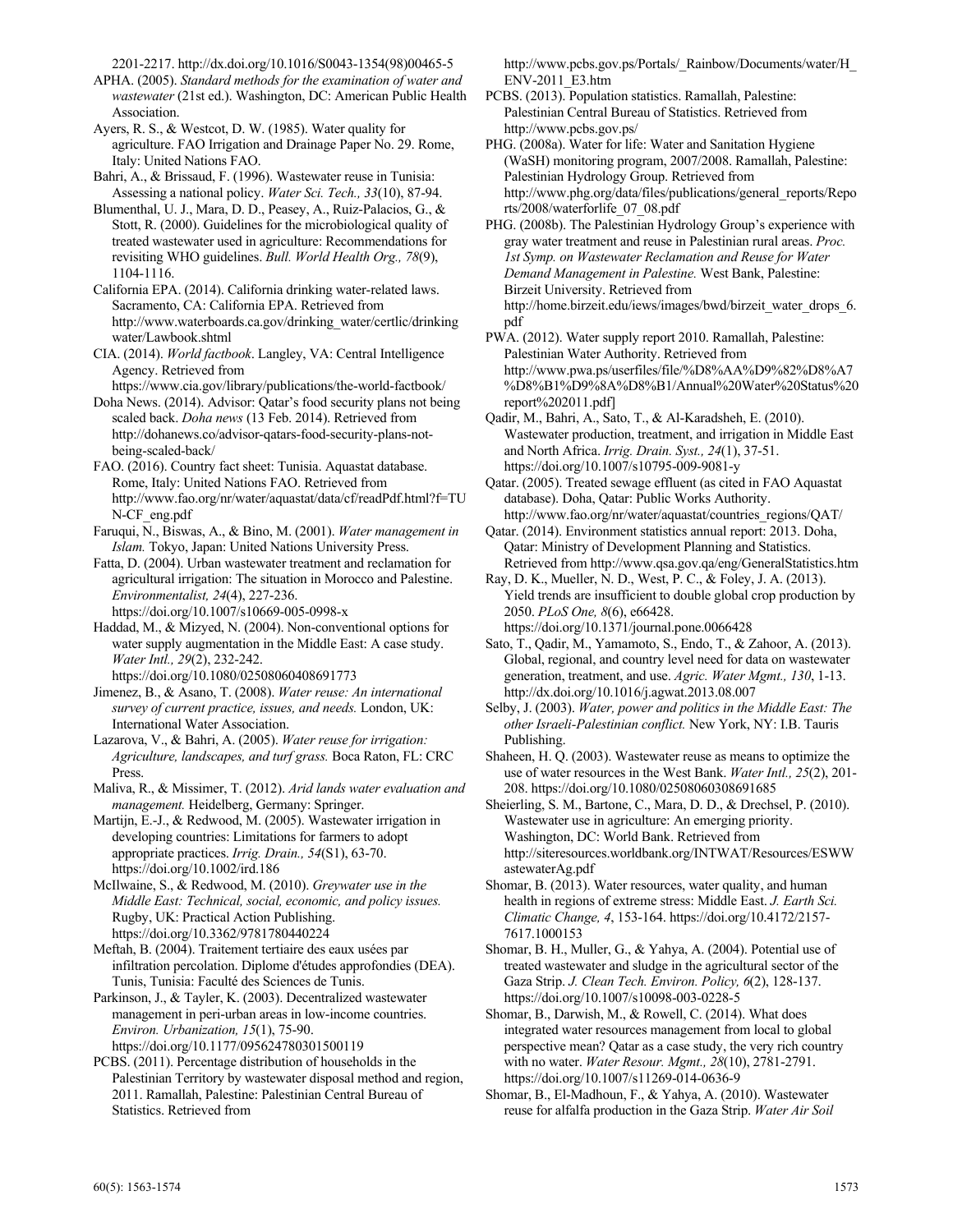2201-2217. http://dx.doi.org/10.1016/S0043-1354(98)00465-5

APHA. (2005). *Standard methods for the examination of water and wastewater* (21st ed.). Washington, DC: American Public Health Association.

Ayers, R. S., & Westcot, D. W. (1985). Water quality for agriculture. FAO Irrigation and Drainage Paper No. 29. Rome, Italy: United Nations FAO.

Bahri, A., & Brissaud, F. (1996). Wastewater reuse in Tunisia: Assessing a national policy. *Water Sci. Tech., 33*(10), 87-94.

Blumenthal, U. J., Mara, D. D., Peasey, A., Ruiz-Palacios, G., & Stott, R. (2000). Guidelines for the microbiological quality of treated wastewater used in agriculture: Recommendations for revisiting WHO guidelines. *Bull. World Health Org., 78*(9), 1104-1116.

California EPA. (2014). California drinking water-related laws. Sacramento, CA: California EPA. Retrieved from http://www.waterboards.ca.gov/drinking_water/certlic/drinkingwater/Lawbook.shtml

CIA. (2014). *World factbook*. Langley, VA: Central Intelligence Agency. Retrieved from https://www.cia.gov/library/publications/the-world-factbook/

Doha News. (2014). Advisor: Qatar's food security plans not being scaled back. *Doha news* (13 Feb. 2014). Retrieved from http://dohanews.co/advisor-qatars-food-security-plans-not-being-scaled-back/

FAO. (2016). Country fact sheet: Tunisia. Aquastat database. Rome, Italy: United Nations FAO. Retrieved from http://www.fao.org/nr/water/aquastat/data/cf/readPdf.html?f=TUN-CF_eng.pdf

Faruqui, N., Biswas, A., & Bino, M. (2001). *Water management in Islam.* Tokyo, Japan: United Nations University Press.

Fatta, D. (2004). Urban wastewater treatment and reclamation for agricultural irrigation: The situation in Morocco and Palestine. *Environmentalist, 24*(4), 227-236. https://doi.org/10.1007/s10669-005-0998-x

Haddad, M., & Mizyed, N. (2004). Non-conventional options for water supply augmentation in the Middle East: A case study. *Water Intl., 29*(2), 232-242. https://doi.org/10.1080/02508060408691773

Jimenez, B., & Asano, T. (2008). *Water reuse: An international survey of current practice, issues, and needs.* London, UK: International Water Association.

Lazarova, V., & Bahri, A. (2005). *Water reuse for irrigation: Agriculture, landscapes, and turf grass.* Boca Raton, FL: CRC Press.

Maliva, R., & Missimer, T. (2012). *Arid lands water evaluation and management.* Heidelberg, Germany: Springer.

Martijn, E.-J., & Redwood, M. (2005). Wastewater irrigation in developing countries: Limitations for farmers to adopt appropriate practices. *Irrig. Drain., 54*(S1), 63-70. https://doi.org/10.1002/ird.186

McIlwaine, S., & Redwood, M. (2010). *Greywater use in the Middle East: Technical, social, economic, and policy issues.* Rugby, UK: Practical Action Publishing. https://doi.org/10.3362/9781780440224

Meftah, B. (2004). Traitement tertiaire des eaux usées par infiltration percolation. Diplome d'études approfondies (DEA). Tunis, Tunisia: Faculté des Sciences de Tunis.

Parkinson, J., & Tayler, K. (2003). Decentralized wastewater management in peri-urban areas in low-income countries. *Environ. Urbanization, 15*(1), 75-90. https://doi.org/10.1177/095624780301500119

PCBS. (2011). Percentage distribution of households in the Palestinian Territory by wastewater disposal method and region, 2011. Ramallah, Palestine: Palestinian Central Bureau of Statistics. Retrieved from http://www.pcbs.gov.ps/Portals/_Rainbow/Documents/water/H_ENV-2011_E3.htm

PCBS. (2013). Population statistics. Ramallah, Palestine: Palestinian Central Bureau of Statistics. Retrieved from http://www.pcbs.gov.ps/

PHG. (2008a). Water for life: Water and Sanitation Hygiene (WaSH) monitoring program, 2007/2008. Ramallah, Palestine: Palestinian Hydrology Group. Retrieved from http://www.phg.org/data/files/publications/general_reports/Reports/2008/waterforlife_07_08.pdf

PHG. (2008b). The Palestinian Hydrology Group's experience with gray water treatment and reuse in Palestinian rural areas. *Proc. 1st Symp. on Wastewater Reclamation and Reuse for Water Demand Management in Palestine.* West Bank, Palestine: Birzeit University. Retrieved from http://home.birzeit.edu/iews/images/bwd/birzeit_water_drops_6.pdf

PWA. (2012). Water supply report 2010. Ramallah, Palestine: Palestinian Water Authority. Retrieved from http://www.pwa.ps/userfiles/file/%D8%AA%D9%82%D8%A7%D8%B1%D9%8A%D8%B1/Annual%20Water%20Status%20report%202011.pdf]

Qadir, M., Bahri, A., Sato, T., & Al-Karadsheh, E. (2010). Wastewater production, treatment, and irrigation in Middle East and North Africa. *Irrig. Drain. Syst., 24*(1), 37-51. https://doi.org/10.1007/s10795-009-9081-y

Qatar. (2005). Treated sewage effluent (as cited in FAO Aquastat database). Doha, Qatar: Public Works Authority. http://www.fao.org/nr/water/aquastat/countries_regions/QAT/

Qatar. (2014). Environment statistics annual report: 2013. Doha, Qatar: Ministry of Development Planning and Statistics. Retrieved from http://www.qsa.gov.qa/eng/GeneralStatistics.htm

Ray, D. K., Mueller, N. D., West, P. C., & Foley, J. A. (2013). Yield trends are insufficient to double global crop production by 2050. *PLoS One, 8*(6), e66428. https://doi.org/10.1371/journal.pone.0066428

Sato, T., Qadir, M., Yamamoto, S., Endo, T., & Zahoor, A. (2013). Global, regional, and country level need for data on wastewater generation, treatment, and use. *Agric. Water Mgmt., 130*, 1-13. http://dx.doi.org/10.1016/j.agwat.2013.08.007

Selby, J. (2003). *Water, power and politics in the Middle East: The other Israeli-Palestinian conflict.* New York, NY: I.B. Tauris Publishing.

Shaheen, H. Q. (2003). Wastewater reuse as means to optimize the use of water resources in the West Bank. *Water Intl., 25*(2), 201-208. https://doi.org/10.1080/02508060308691685

Sheierling, S. M., Bartone, C., Mara, D. D., & Drechsel, P. (2010). Wastewater use in agriculture: An emerging priority. Washington, DC: World Bank. Retrieved from http://siteresources.worldbank.org/INTWAT/Resources/ESWWastewaterAg.pdf

Shomar, B. (2013). Water resources, water quality, and human health in regions of extreme stress: Middle East. *J. Earth Sci. Climatic Change, 4*, 153-164. https://doi.org/10.4172/2157-7617.1000153

Shomar, B. H., Muller, G., & Yahya, A. (2004). Potential use of treated wastewater and sludge in the agricultural sector of the Gaza Strip. *J. Clean Tech. Environ. Policy, 6*(2), 128-137. https://doi.org/10.1007/s10098-003-0228-5

Shomar, B., Darwish, M., & Rowell, C. (2014). What does integrated water resources management from local to global perspective mean? Qatar as a case study, the very rich country with no water. *Water Resour. Mgmt., 28*(10), 2781-2791. https://doi.org/10.1007/s11269-014-0636-9

Shomar, B., El-Madhoun, F., & Yahya, A. (2010). Wastewater reuse for alfalfa production in the Gaza Strip. *Water Air Soil*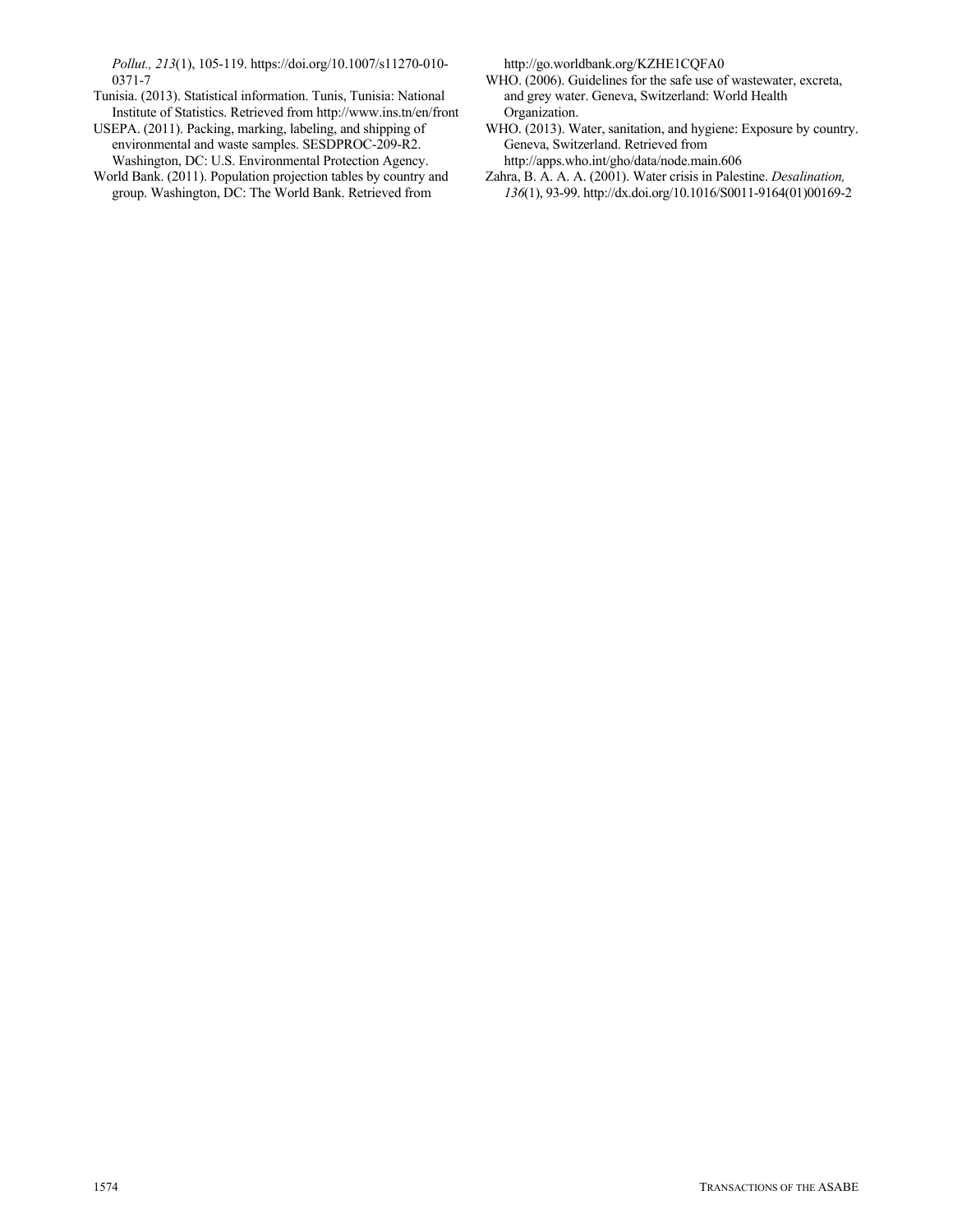*Pollut., 213*(1), 105-119. https://doi.org/10.1007/s11270-010-0371-7

Tunisia. (2013). Statistical information. Tunis, Tunisia: National Institute of Statistics. Retrieved from http://www.ins.tn/en/front

USEPA. (2011). Packing, marking, labeling, and shipping of environmental and waste samples. SESDPROC-209-R2. Washington, DC: U.S. Environmental Protection Agency.

World Bank. (2011). Population projection tables by country and group. Washington, DC: The World Bank. Retrieved from http://go.worldbank.org/KZHE1CQFA0

WHO. (2006). Guidelines for the safe use of wastewater, excreta, and grey water. Geneva, Switzerland: World Health Organization.

WHO. (2013). Water, sanitation, and hygiene: Exposure by country. Geneva, Switzerland. Retrieved from http://apps.who.int/gho/data/node.main.606

Zahra, B. A. A. (2001). Water crisis in Palestine. *Desalination, 136*(1), 93-99. http://dx.doi.org/10.1016/S0011-9164(01)00169-2